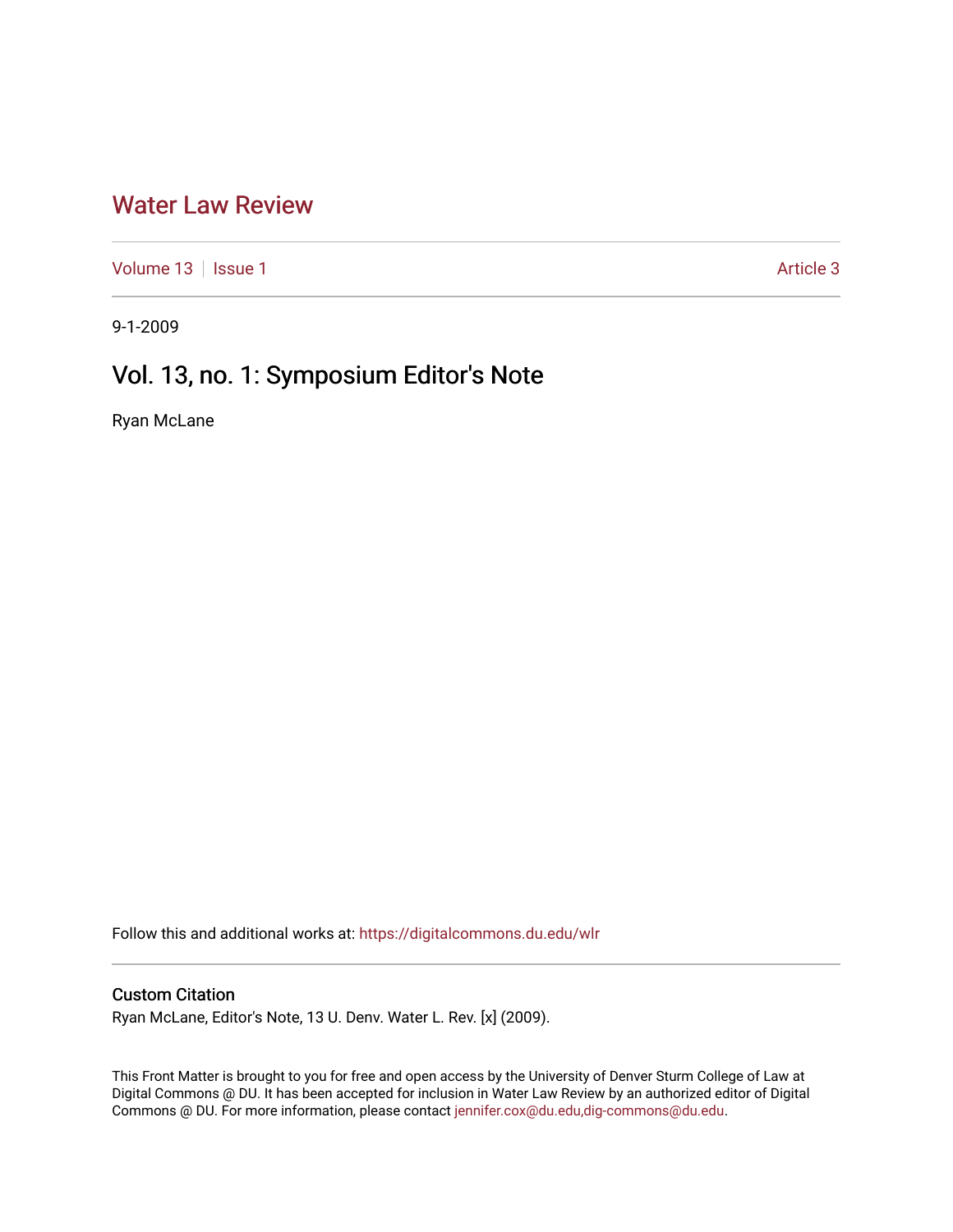# Water Law Review

Volume 13 | Issue 1 | Article 3

9-1-2009

## Vol. 13, no. 1: Symposium Editor's Note

Ryan McLane

Follow this and additional works at: https://digitalcommons.du.edu/wlr

### Custom Citation

Ryan McLane, Editor's Note, 13 U. Denv. Water L. Rev. [x] (2009).

This Front Matter is brought to you for free and open access by the University of Denver Sturm College of Law at Digital Commons @ DU. It has been accepted for inclusion in Water Law Review by an authorized editor of Digital Commons @ DU. For more information, please contact jennifer.cox@du.edu,dig-commons@du.edu.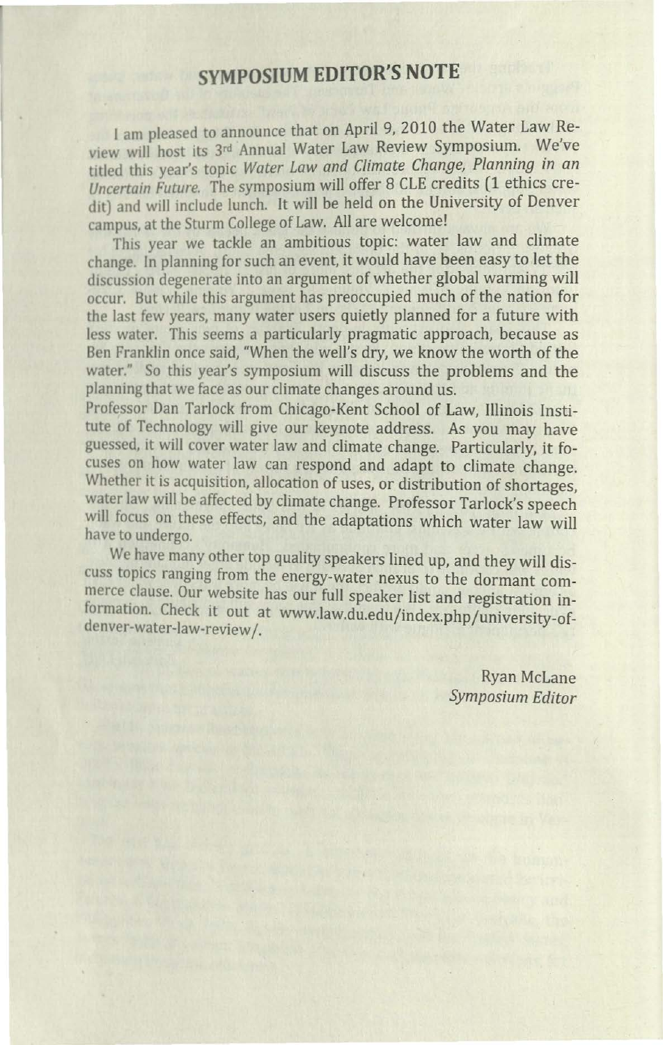## SYMPOSIUM EDITOR'S NOTE

I am pleased to announce that on April 9, 2010 the Water Law Review will host its 3rd Annual Water Law Review Symposium. We've titled this year's topic *Water Law and Climate Change, Planning in an Uncertain Future.* The symposium will offer 8 CLE credits (1 ethics credit) and will include lunch. It will be held on the University of Denver campus, at the Sturm College of Law. All are welcome!

This year we tackle an ambitious topic: water law and climate change. In planning for such an event, it would have been easy to let the discussion degenerate into an argument of whether global warming will occur. But while this argument has preoccupied much of the nation for the last few years, many water users quietly planned for a future with less water. This seems a particularly pragmatic approach, because as Ben Franklin once said, "When the well's dry, we know the worth of the water." So this year's symposium will discuss the problems and the planning that we face as our climate changes around us.

Professor Dan Tarlock from Chicago-Kent School of Law, Illinois Institute of Technology will give our keynote address. As you may have guessed, it will cover water law and climate change. Particularly, it focuses on how water law can respond and adapt to climate change. Whether it is acquisition, allocation of uses, or distribution of shortages, water law will be affected by climate change. Professor Tarlock's speech will focus on these effects, and the adaptations which water law will have to undergo.

We have many other top quality speakers lined up, and they will discuss topics ranging from the energy-water nexus to the dormant commerce clause. Our website has our full speaker list and registration information. Check it out at www.law.du.edu/index.php/university-of-denver-water-law-review/.

Ryan McLane
*Symposium Editor*